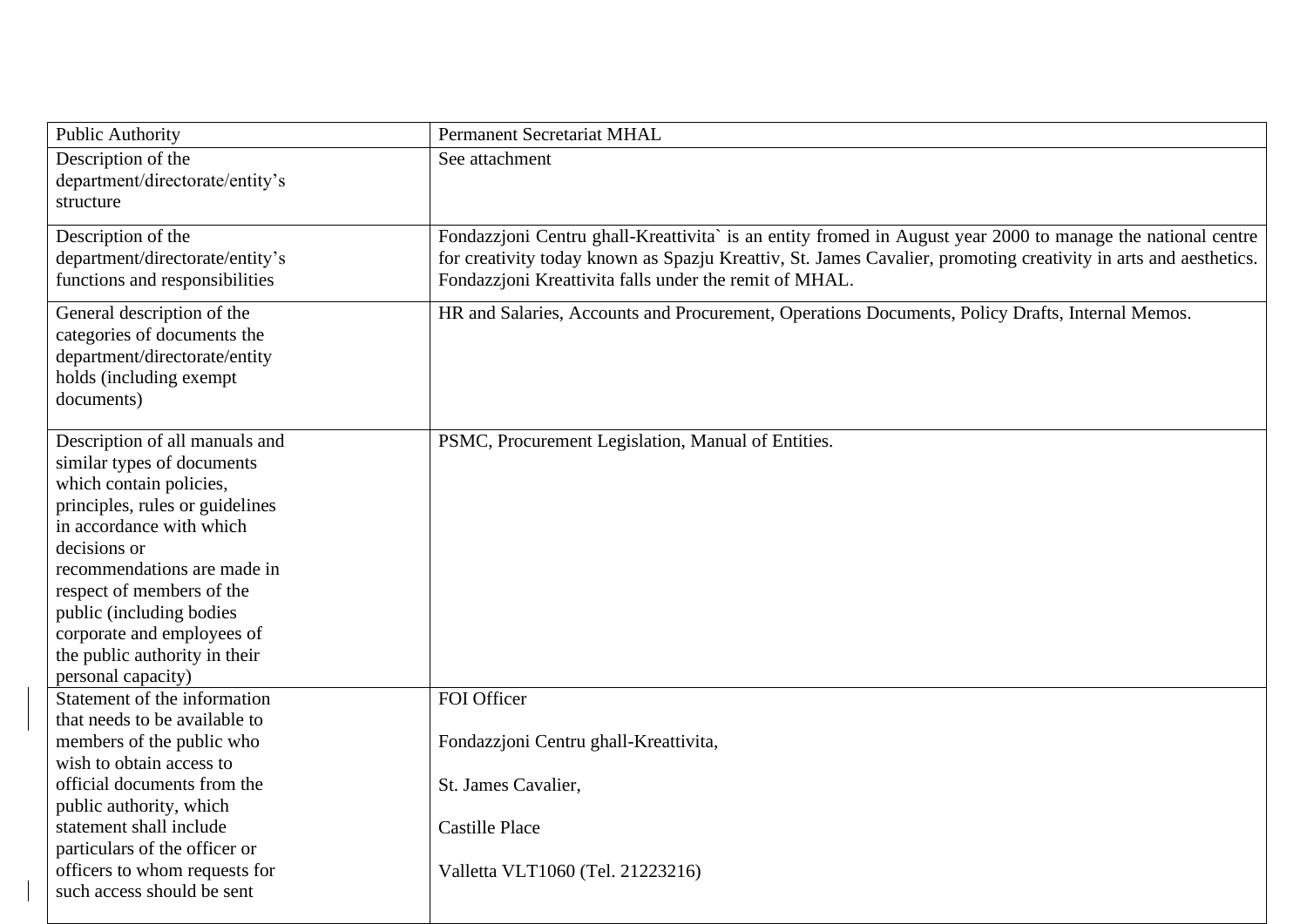| Public Authority | Permanent Secretariat MHAL |
| --- | --- |
| Description of the department/directorate/entity's structure | See attachment |
| Description of the department/directorate/entity's functions and responsibilities | Fondazzjoni Centru ghall-Kreattivita` is an entity fromed in August year 2000 to manage the national centre for creativity today known as Spazju Kreattiv, St. James Cavalier, promoting creativity in arts and aesthetics. Fondazzjoni Kreattivita falls under the remit of MHAL. |
| General description of the categories of documents the department/directorate/entity holds (including exempt documents) | HR and Salaries, Accounts and Procurement, Operations Documents, Policy Drafts, Internal Memos. |
| Description of all manuals and similar types of documents which contain policies, principles, rules or guidelines in accordance with which decisions or recommendations are made in respect of members of the public (including bodies corporate and employees of the public authority in their personal capacity) | PSMC, Procurement Legislation, Manual of Entities. |
| Statement of the information that needs to be available to members of the public who wish to obtain access to official documents from the public authority, which statement shall include particulars of the officer or officers to whom requests for such access should be sent | FOI Officer<br><br>Fondazzjoni Centru ghall-Kreattivita,<br><br>St. James Cavalier,<br><br>Castille Place<br><br>Valletta VLT1060 (Tel. 21223216) |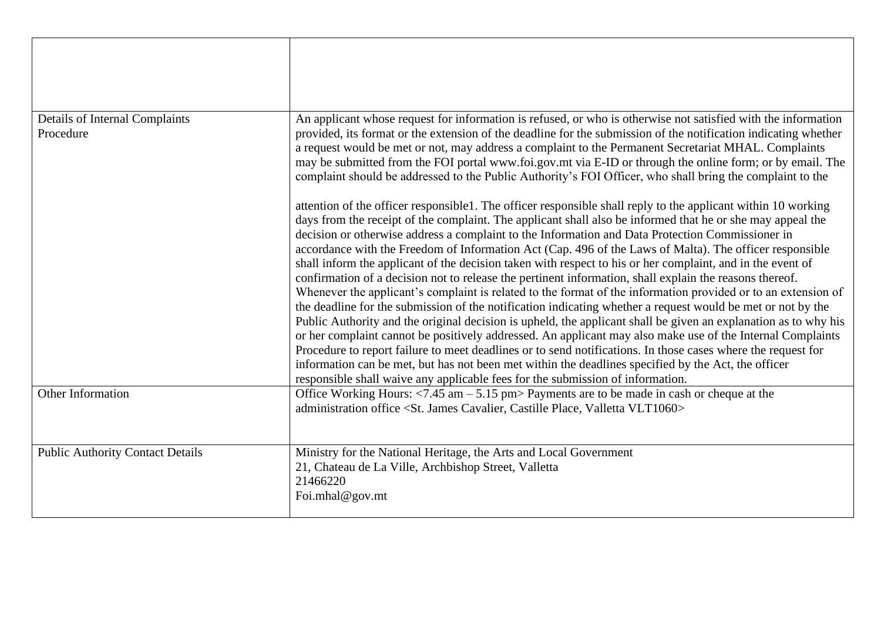| | |
|---|---|
| | |
| Details of Internal Complaints Procedure | An applicant whose request for information is refused, or who is otherwise not satisfied with the information provided, its format or the extension of the deadline for the submission of the notification indicating whether a request would be met or not, may address a complaint to the Permanent Secretariat MHAL. Complaints may be submitted from the FOI portal www.foi.gov.mt via E-ID or through the online form; or by email. The complaint should be addressed to the Public Authority's FOI Officer, who shall bring the complaint to the attention of the officer responsible[1]. The officer responsible shall reply to the applicant within 10 working days from the receipt of the complaint. The applicant shall also be informed that he or she may appeal the decision or otherwise address a complaint to the Information and Data Protection Commissioner in accordance with the Freedom of Information Act (Cap. 496 of the Laws of Malta). The officer responsible shall inform the applicant of the decision taken with respect to his or her complaint, and in the event of confirmation of a decision not to release the pertinent information, shall explain the reasons thereof. Whenever the applicant's complaint is related to the format of the information provided or to an extension of the deadline for the submission of the notification indicating whether a request would be met or not by the Public Authority and the original decision is upheld, the applicant shall be given an explanation as to why his or her complaint cannot be positively addressed. An applicant may also make use of the Internal Complaints Procedure to report failure to meet deadlines or to send notifications. In those cases where the request for information can be met, but has not been met within the deadlines specified by the Act, the officer responsible shall waive any applicable fees for the submission of information. |
| Other Information | Office Working Hours: <7.45 am – 5.15 pm> Payments are to be made in cash or cheque at the administration office <St. James Cavalier, Castille Place, Valletta VLT1060> |
| Public Authority Contact Details | Ministry for the National Heritage, the Arts and Local Government<br>21, Chateau de La Ville, Archbishop Street, Valletta<br>21466220<br>Foi.mhal@gov.mt |